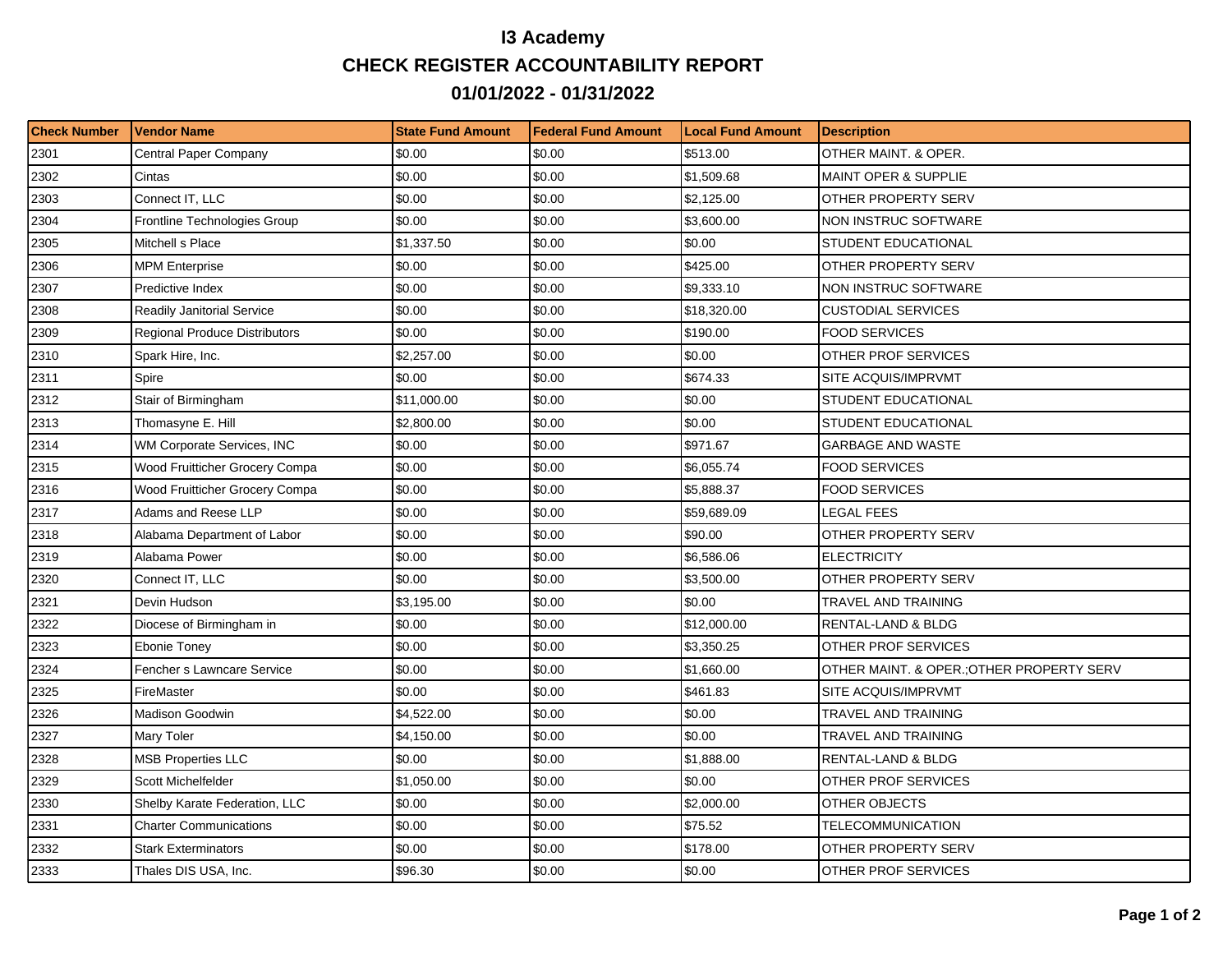# I3 Academy

## CHECK REGISTER ACCOUNTABILITY REPORT

## 01/01/2022 - 01/31/2022

| Check Number | Vendor Name | State Fund Amount | Federal Fund Amount | Local Fund Amount | Description |
|---|---|---|---|---|---|
| 2301 | Central Paper Company | $0.00 | $0.00 | $513.00 | OTHER MAINT. & OPER. |
| 2302 | Cintas | $0.00 | $0.00 | $1,509.68 | MAINT OPER & SUPPLIE |
| 2303 | Connect IT, LLC | $0.00 | $0.00 | $2,125.00 | OTHER PROPERTY SERV |
| 2304 | Frontline Technologies Group | $0.00 | $0.00 | $3,600.00 | NON INSTRUC SOFTWARE |
| 2305 | Mitchell s Place | $1,337.50 | $0.00 | $0.00 | STUDENT EDUCATIONAL |
| 2306 | MPM Enterprise | $0.00 | $0.00 | $425.00 | OTHER PROPERTY SERV |
| 2307 | Predictive Index | $0.00 | $0.00 | $9,333.10 | NON INSTRUC SOFTWARE |
| 2308 | Readily Janitorial Service | $0.00 | $0.00 | $18,320.00 | CUSTODIAL SERVICES |
| 2309 | Regional Produce Distributors | $0.00 | $0.00 | $190.00 | FOOD SERVICES |
| 2310 | Spark Hire, Inc. | $2,257.00 | $0.00 | $0.00 | OTHER PROF SERVICES |
| 2311 | Spire | $0.00 | $0.00 | $674.33 | SITE ACQUIS/IMPRVMT |
| 2312 | Stair of Birmingham | $11,000.00 | $0.00 | $0.00 | STUDENT EDUCATIONAL |
| 2313 | Thomasyne E. Hill | $2,800.00 | $0.00 | $0.00 | STUDENT EDUCATIONAL |
| 2314 | WM Corporate Services, INC | $0.00 | $0.00 | $971.67 | GARBAGE AND WASTE |
| 2315 | Wood Fruitticher Grocery Compa | $0.00 | $0.00 | $6,055.74 | FOOD SERVICES |
| 2316 | Wood Fruitticher Grocery Compa | $0.00 | $0.00 | $5,888.37 | FOOD SERVICES |
| 2317 | Adams and Reese LLP | $0.00 | $0.00 | $59,689.09 | LEGAL FEES |
| 2318 | Alabama Department of Labor | $0.00 | $0.00 | $90.00 | OTHER PROPERTY SERV |
| 2319 | Alabama Power | $0.00 | $0.00 | $6,586.06 | ELECTRICITY |
| 2320 | Connect IT, LLC | $0.00 | $0.00 | $3,500.00 | OTHER PROPERTY SERV |
| 2321 | Devin Hudson | $3,195.00 | $0.00 | $0.00 | TRAVEL AND TRAINING |
| 2322 | Diocese of Birmingham in | $0.00 | $0.00 | $12,000.00 | RENTAL-LAND & BLDG |
| 2323 | Ebonie Toney | $0.00 | $0.00 | $3,350.25 | OTHER PROF SERVICES |
| 2324 | Fencher s Lawncare Service | $0.00 | $0.00 | $1,660.00 | OTHER MAINT. & OPER.;OTHER PROPERTY SERV |
| 2325 | FireMaster | $0.00 | $0.00 | $461.83 | SITE ACQUIS/IMPRVMT |
| 2326 | Madison Goodwin | $4,522.00 | $0.00 | $0.00 | TRAVEL AND TRAINING |
| 2327 | Mary Toler | $4,150.00 | $0.00 | $0.00 | TRAVEL AND TRAINING |
| 2328 | MSB Properties LLC | $0.00 | $0.00 | $1,888.00 | RENTAL-LAND & BLDG |
| 2329 | Scott Michelfelder | $1,050.00 | $0.00 | $0.00 | OTHER PROF SERVICES |
| 2330 | Shelby Karate Federation, LLC | $0.00 | $0.00 | $2,000.00 | OTHER OBJECTS |
| 2331 | Charter Communications | $0.00 | $0.00 | $75.52 | TELECOMMUNICATION |
| 2332 | Stark Exterminators | $0.00 | $0.00 | $178.00 | OTHER PROPERTY SERV |
| 2333 | Thales DIS USA, Inc. | $96.30 | $0.00 | $0.00 | OTHER PROF SERVICES |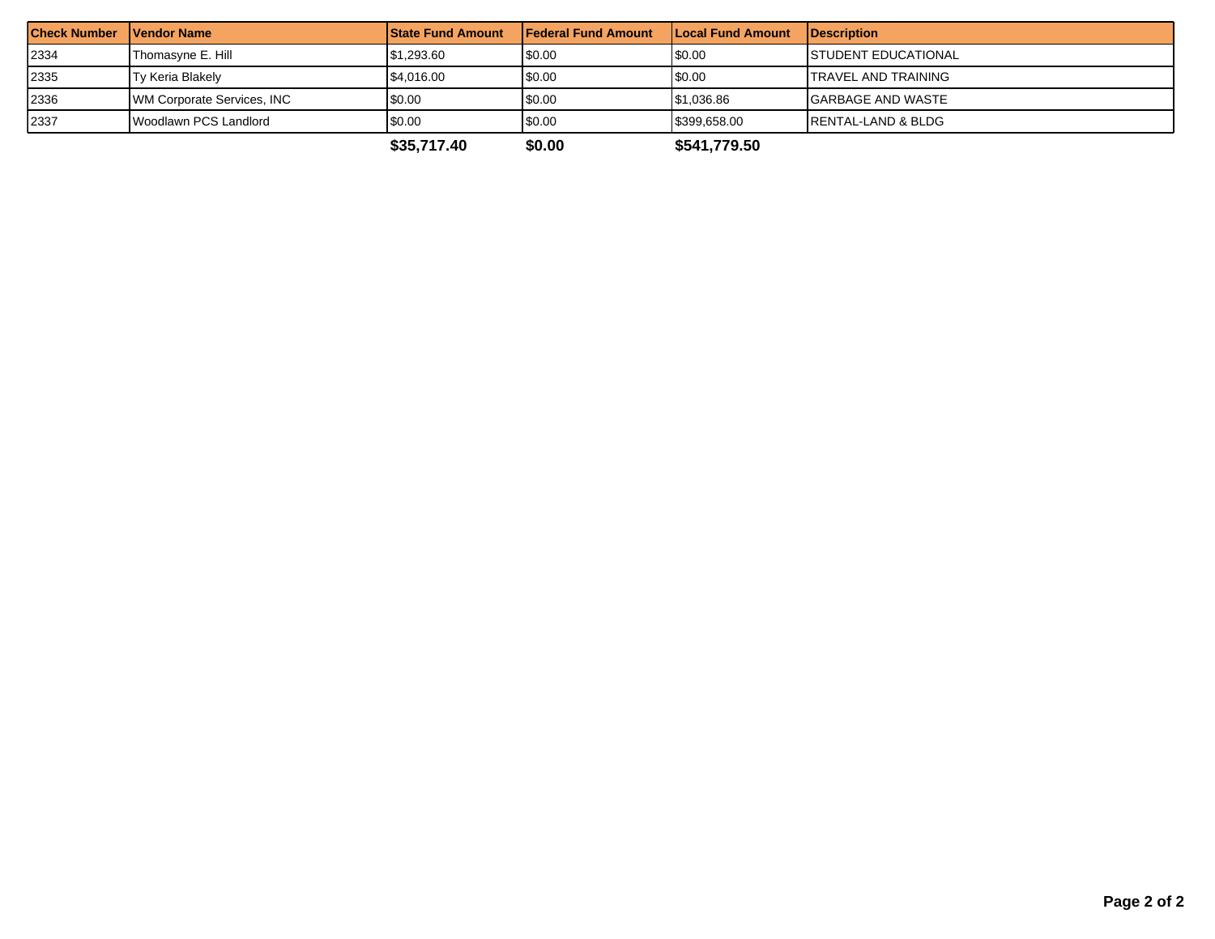| Check Number | Vendor Name | State Fund Amount | Federal Fund Amount | Local Fund Amount | Description |
|---|---|---|---|---|---|
| 2334 | Thomasyne E. Hill | $1,293.60 | $0.00 | $0.00 | STUDENT EDUCATIONAL |
| 2335 | Ty Keria Blakely | $4,016.00 | $0.00 | $0.00 | TRAVEL AND TRAINING |
| 2336 | WM Corporate Services, INC | $0.00 | $0.00 | $1,036.86 | GARBAGE AND WASTE |
| 2337 | Woodlawn PCS Landlord | $0.00 | $0.00 | $399,658.00 | RENTAL-LAND & BLDG |
| | | **$35,717.40** | **$0.00** | **$541,779.50** | |